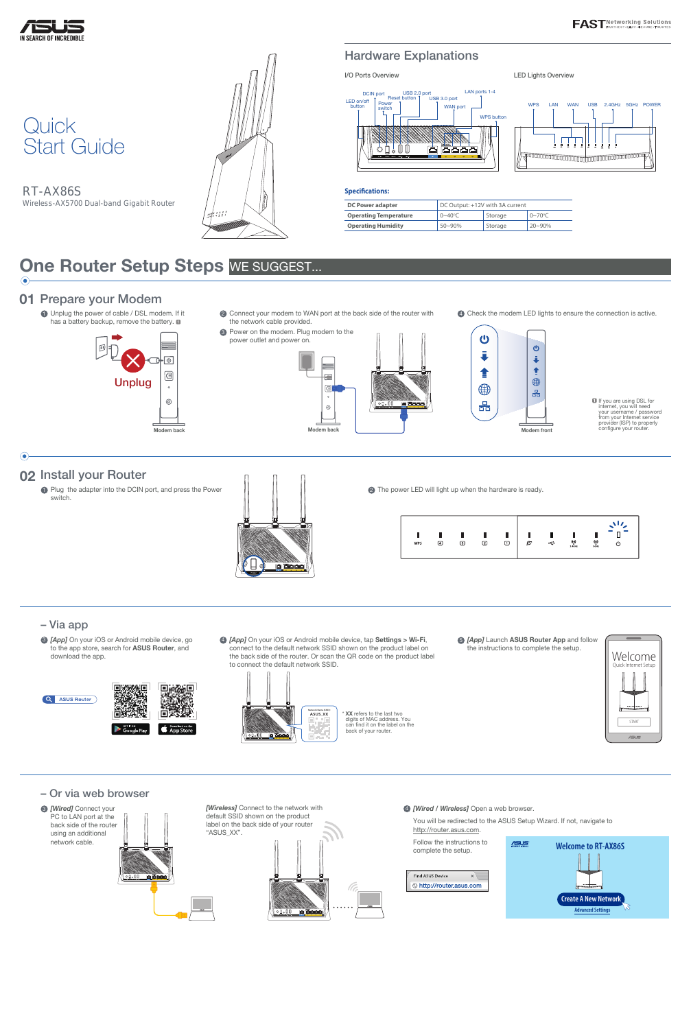# Quick Start Guide

RT-AX86S

Wireless-AX5700 Dual-band Gigabit Router

## Hardware Explanations

I/O Ports Overview

DCIN port, USB 2.0 port, LAN ports 1-4, Reset button, USB 3.0 port, LED on/off button, Power switch, WAN port, WPS button

LED Lights Overview

WPS, LAN, WAN, USB, 2.4GHz, 5GHz, POWER

**Specifications:**

| DC Power adapter | DC Output: +12V with 3A current | | |
|---|---|---|---|
| Operating Temperature | 0~40°C | Storage | 0~70°C |
| Operating Humidity | 50~90% | Storage | 20~90% |

# One Router Setup Steps WE SUGGEST...

## 01 Prepare your Modem

1. Unplug the power of cable / DSL modem. If it has a battery backup, remove the battery. ❶

Unplug

Modem back

2. Connect your modem to WAN port at the back side of the router with the network cable provided.

3. Power on the modem. Plug modem to the power outlet and power on.

Modem back

4. Check the modem LED lights to ensure the connection is active.

Modem front

❶ If you are using DSL for internet, you will need your username / password from your Internet service provider (ISP) to properly configure your router.

## 02 Install your Router

1. Plug the adapter into the DCIN port, and press the Power switch.

2. The power LED will light up when the hardware is ready.

### – Via app

3. *[App]* On your iOS or Android mobile device, go to the app store, search for **ASUS Router**, and download the app.

ASUS Router

GET IT ON Google Play

Download on the App Store

4. *[App]* On your iOS or Android mobile device, tap **Settings > Wi-Fi**, connect to the default network SSID shown on the product label on the back side of the router. Or scan the QR code on the product label to connect to the default network SSID.

ASUS_XX

\* **XX** refers to the last two digits of MAC address. You can find it on the label on the back of your router.

5. *[App]* Launch **ASUS Router App** and follow the instructions to complete the setup.

Welcome

Quick Internet Setup

START

### – Or via web browser

3. *[Wired]* Connect your PC to LAN port at the back side of the router using an additional network cable.

*[Wireless]* Connect to the network with default SSID shown on the product label on the back side of your router "ASUS_XX".

4. *[Wired / Wireless]* Open a web browser.

You will be redirected to the ASUS Setup Wizard. If not, navigate to http://router.asus.com.

Follow the instructions to complete the setup.

Find ASUS Device

http://router.asus.com

Welcome to RT-AX86S

Create A New Network

Advanced Settings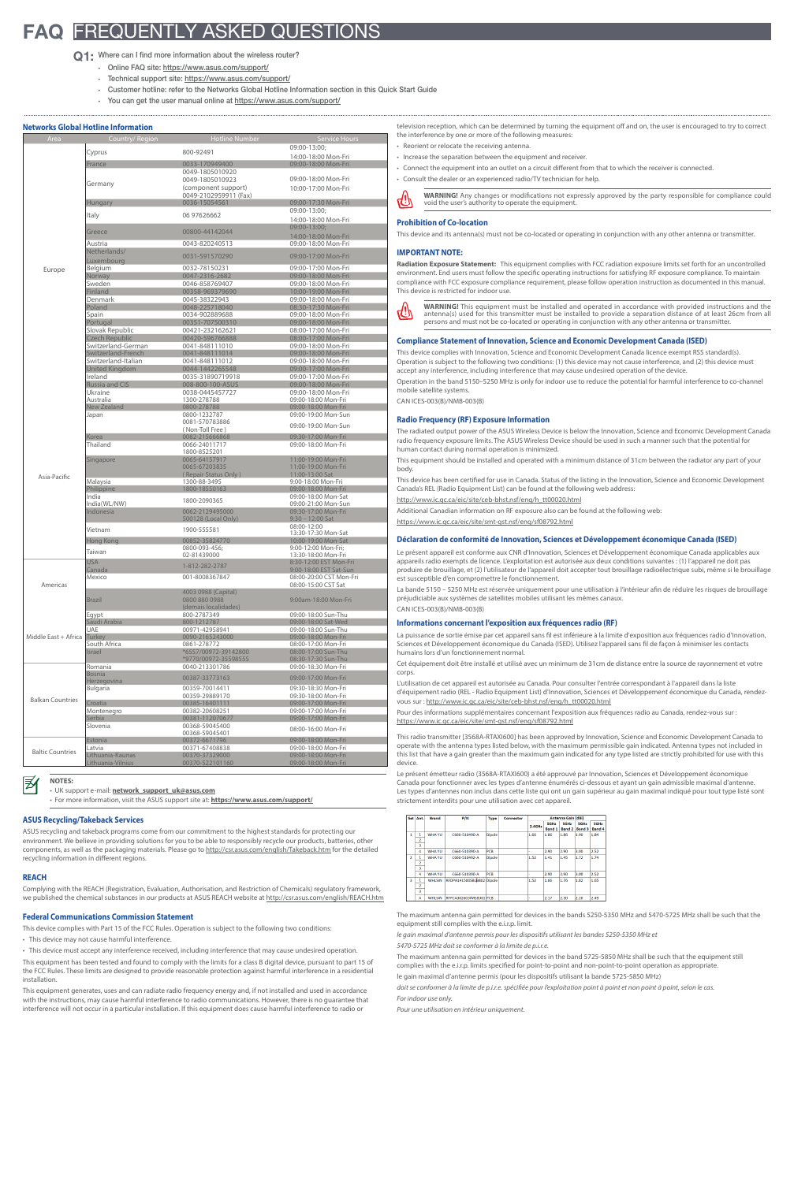# FAQ FREQUENTLY ASKED QUESTIONS

**Q1:** Where can I find more information about the wireless router?

- Online FAQ site: https://www.asus.com/support/
- Technical support site: https://www.asus.com/support/
- Customer hotline: refer to the Networks Global Hotline Information section in this Quick Start Guide
- You can get the user manual online at https://www.asus.com/support/

## Networks Global Hotline Information

| Area | Country/ Region | Hotline Number | Service Hours |
|---|---|---|---|
| Europe | Cyprus | 800-92491 | 09:00-13:00; 14:00-18:00 Mon-Fri |
| | France | 0033-170949400 | 09:00-18:00 Mon-Fri |
| | Germany | 0049-1805010920<br>0049-1805010923 (component support)<br>0049-2102959911 (Fax) | 09:00-18:00 Mon-Fri<br>10:00-17:00 Mon-Fri |
| | Hungary | 0036-15054561 | 09:00-17:30 Mon-Fri |
| | Italy | 06 97626662 | 09:00-13:00; 14:00-18:00 Mon-Fri |
| | Greece | 00800-44142044 | 09:00-13:00; 14:00-18:00 Mon-Fri |
| | Austria | 0043-820240513 | 09:00-18:00 Mon-Fri |
| | Netherlands/ Luxembourg | 0031-591570290 | 09:00-17:00 Mon-Fri |
| | Belgium | 0032-78150231 | 09:00-17:00 Mon-Fri |
| | Norway | 0047-2316-2682 | 09:00-18:00 Mon-Fri |
| | Sweden | 0046-858769407 | 09:00-18:00 Mon-Fri |
| | Finland | 00358-969379690 | 10:00-19:00 Mon-Fri |
| | Denmark | 0045-38322943 | 09:00-18:00 Mon-Fri |
| | Poland | 0048-225718040 | 08:30-17:30 Mon-Fri |
| | Spain | 0034-902889688 | 09:00-18:00 Mon-Fri |
| | Portugal | 00351-707500310 | 09:00-18:00 Mon-Fri |
| | Slovak Republic | 00421-232162621 | 08:00-17:00 Mon-Fri |
| | Czech Republic | 00420-596766888 | 08:00-17:00 Mon-Fri |
| | Switzerland-German | 0041-848111010 | 09:00-18:00 Mon-Fri |
| | Switzerland-French | 0041-848111014 | 09:00-18:00 Mon-Fri |
| | Switzerland-Italian | 0041-848111012 | 09:00-18:00 Mon-Fri |
| | United Kingdom | 0044-1442265548 | 09:00-17:00 Mon-Fri |
| | Ireland | 0035-31890719918 | 09:00-17:00 Mon-Fri |
| | Russia and CIS | 008-800-100-ASUS | 09:00-18:00 Mon-Fri |
| | Ukraine | 0038-0445457727 | 09:00-18:00 Mon-Fri |
| Asia-Pacific | Australia | 1300-278788 | 09:00-18:00 Mon-Fri |
| | New Zealand | 0800-278788 | 09:00-18:00 Mon-Fri |
| | Japan | 0800-1232787<br>0081-570783886 ( Non-Toll Free ) | 09:00-19:00 Mon-Sun<br>09:00-19:00 Mon-Sun |
| | Korea | 0082-215666868 | 09:30-17:00 Mon-Fri |
| | Thailand | 0066-24011717<br>1800-8525201 | 09:00-18:00 Mon-Fri |
| | Singapore | 0065-64157917<br>0065-67203835 ( Repair Status Only ) | 11:00-19:00 Mon-Fri<br>11:00-19:00 Mon-Fri<br>11:00-13:00 Sat |
| | Malaysia | 1300-88-3495 | 9:00-18:00 Mon-Fri |
| | Philippine | 1800-18550163 | 09:00-18:00 Mon-Fri |
| | India<br>India(WL/NW) | 1800-2090365 | 09:00-18:00 Mon-Sat<br>09:00-21:00 Mon-Sun |
| | Indonesia | 0062-2129495000<br>500128 (Local Only) | 09:30-17:00 Mon-Fri<br>9:30 – 12:00 Sat |
| | Vietnam | 1900-555581 | 08:00-12:00<br>13:30-17:30 Mon-Sat |
| | Hong Kong | 00852-35824770 | 10:00-19:00 Mon-Sat |
| | Taiwan | 0800-093-456;<br>02-81439000 | 9:00-12:00 Mon-Fri;<br>13:30-18:00 Mon-Fri |
| Americas | USA<br>Canada | 1-812-282-2787 | 8:30-12:00 EST Mon-Fri<br>9:00-18:00 EST Sat-Sun |
| | Mexico | 001-8008367847 | 08:00-20:00 CST Mon-Fri<br>08:00-15:00 CST Sat |
| | Brazil | 4003 0988 (Capital)<br>0800 880 0988 (demais localidades) | 9:00am-18:00 Mon-Fri |
| Middle East + Africa | Egypt | 800-2787349 | 09:00-18:00 Sun-Thu |
| | Saudi Arabia | 800-1212787 | 09:00-18:00 Sat-Wed |
| | UAE | 00971-42958941 | 09:00-18:00 Sun-Thu |
| | Turkey | 0090-2165243000 | 09:00-18:00 Mon-Fri |
| | South Africa | 0861-278772 | 08:00-17:00 Mon-Fri |
| | Israel | *6557/00972-39142800<br>*9770/00972-35598555 | 08:00-17:00 Sun-Thu<br>08:30-17:30 Sun-Thu |
| Balkan Countries | Romania | 0040-213301786 | 09:00-18:30 Mon-Fri |
| | Bosnia Herzegovina | 00387-33773163 | 09:00-17:00 Mon-Fri |
| | Bulgaria | 00359-70014411<br>00359-29889170 | 09:30-18:30 Mon-Fri<br>09:30-18:00 Mon-Fri |
| | Croatia | 00385-16401111 | 09:00-17:00 Mon-Fri |
| | Montenegro | 00382-20608251 | 09:00-17:00 Mon-Fri |
| | Serbia | 00381-112070677 | 09:00-17:00 Mon-Fri |
| | Slovenia | 00368-59045400<br>00368-59045401 | 08:00-16:00 Mon-Fri |
| Baltic Countries | Estonia | 00372-6671796 | 09:00-18:00 Mon-Fri |
| | Latvia | 00371-67408838 | 09:00-18:00 Mon-Fri |
| | Lithuania-Kaunas | 00370-37329000 | 09:00-18:00 Mon-Fri |
| | Lithuania-Vilnius | 00370-522101160 | 09:00-18:00 Mon-Fri |

**NOTES:**

- UK support e-mail: **network_support_uk@asus.com**
- For more information, visit the ASUS support site at: **https://www.asus.com/support/**

## ASUS Recycling/Takeback Services

ASUS recycling and takeback programs come from our commitment to the highest standards for protecting our environment. We believe in providing solutions for you to be able to responsibly recycle our products, batteries, other components, as well as the packaging materials. Please go to http://csr.asus.com/english/Takeback.htm for the detailed recycling information in different regions.

## REACH

Complying with the REACH (Registration, Evaluation, Authorisation, and Restriction of Chemicals) regulatory framework, we published the chemical substances in our products at ASUS REACH website at http://csr.asus.com/english/REACH.htm

## Federal Communications Commission Statement

This device complies with Part 15 of the FCC Rules. Operation is subject to the following two conditions:

- This device may not cause harmful interference.
- This device must accept any interference received, including interference that may cause undesired operation.

This equipment has been tested and found to comply with the limits for a class B digital device, pursuant to part 15 of the FCC Rules. These limits are designed to provide reasonable protection against harmful interference in a residential installation.

This equipment generates, uses and can radiate radio frequency energy and, if not installed and used in accordance with the instructions, may cause harmful interference to radio communications. However, there is no guarantee that interference will not occur in a particular installation. If this equipment does cause harmful interference to radio or television reception, which can be determined by turning the equipment off and on, the user is encouraged to try to correct the interference by one or more of the following measures:

- Reorient or relocate the receiving antenna.
- Increase the separation between the equipment and receiver.
- Connect the equipment into an outlet on a circuit different from that to which the receiver is connected.
- Consult the dealer or an experienced radio/TV technician for help.

**WARNING!** Any changes or modifications not expressly approved by the party responsible for compliance could void the user's authority to operate the equipment.

## Prohibition of Co-location

This device and its antenna(s) must not be co-located or operating in conjunction with any other antenna or transmitter.

## IMPORTANT NOTE:

**Radiation Exposure Statement:** This equipment complies with FCC radiation exposure limits set forth for an uncontrolled environment. End users must follow the specific operating instructions for satisfying RF exposure compliance. To maintain compliance with FCC exposure compliance requirement, please follow operation instruction as documented in this manual. This device is restricted for indoor use.

**WARNING!** This equipment must be installed and operated in accordance with provided instructions and the antenna(s) used for this transmitter must be installed to provide a separation distance of at least 26cm from all persons and must not be co-located or operating in conjunction with any other antenna or transmitter.

## Compliance Statement of Innovation, Science and Economic Development Canada (ISED)

This device complies with Innovation, Science and Economic Development Canada licence exempt RSS standard(s). Operation is subject to the following two conditions: (1) this device may not cause interference, and (2) this device must accept any interference, including interference that may cause undesired operation of the device.

Operation in the band 5150–5250 MHz is only for indoor use to reduce the potential for harmful interference to co-channel mobile satellite systems.

CAN ICES-003(B)/NMB-003(B)

## Radio Frequency (RF) Exposure Information

The radiated output power of the ASUS Wireless Device is below the Innovation, Science and Economic Development Canada radio frequency exposure limits. The ASUS Wireless Device should be used in such a manner such that the potential for human contact during normal operation is minimized.

This equipment should be installed and operated with a minimum distance of 31cm between the radiator any part of your body.

This device has been certified for use in Canada. Status of the listing in the Innovation, Science and Economic Development Canada's REL (Radio Equipment List) can be found at the following web address:

http://www.ic.gc.ca/eic/site/ceb-bhst.nsf/eng/h_tt00020.html

Additional Canadian information on RF exposure also can be found at the following web:

https://www.ic.gc.ca/eic/site/smt-gst.nsf/eng/sf08792.html

## Déclaration de conformité de Innovation, Sciences et Développement économique Canada (ISED)

Le présent appareil est conforme aux CNR d'Innovation, Sciences et Développement économique Canada applicables aux appareils radio exempts de licence. L'exploitation est autorisée aux deux conditions suivantes : (1) l'appareil ne doit pas produire de brouillage, et (2) l'utilisateur de l'appareil doit accepter tout brouillage radioélectrique subi, même si le brouillage est susceptible d'en compromettre le fonctionnement.

La bande 5150 – 5250 MHz est réservée uniquement pour une utilisation à l'intérieur afin de réduire les risques de brouillage préjudiciable aux systèmes de satellites mobiles utilisant les mêmes canaux.

CAN ICES-003(B)/NMB-003(B)

## Informations concernant l'exposition aux fréquences radio (RF)

La puissance de sortie émise par cet appareil sans fil est inférieure à la limite d'exposition aux fréquences radio d'Innovation, Sciences et Développement économique du Canada (ISED). Utilisez l'appareil sans fil de façon à minimiser les contacts humains lors d'un fonctionnement normal.

Cet équipement doit être installé et utilisé avec un minimum de 31cm de distance entre la source de rayonnement et votre corps.

L'utilisation de cet appareil est autorisée au Canada. Pour consulter l'entrée correspondant à l'appareil dans la liste d'équipement radio (REL - Radio Equipment List) d'Innovation, Sciences et Développement économique du Canada, rendez-vous sur : http://www.ic.gc.ca/eic/site/ceb-bhst.nsf/eng/h_tt00020.html

Pour des informations supplémentaires concernant l'exposition aux fréquences radio au Canada, rendez-vous sur : https://www.ic.gc.ca/eic/site/smt-gst.nsf/eng/sf08792.html

This radio transmitter [3568A-RTAXI600] has been approved by Innovation, Science and Economic Development Canada to operate with the antenna types listed below, with the maximum permissible gain indicated. Antenna types not included in this list that have a gain greater than the maximum gain indicated for any type listed are strictly prohibited for use with this device.

Le présent émetteur radio (3568A-RTAXI600) a été approuvé par Innovation, Sciences et Développement économique Canada pour fonctionner avec les types d'antenne énumérés ci-dessous et ayant un gain admissible maximal d'antenne. Les types d'antennes non inclus dans cette liste qui ont un gain supérieur au gain maximal indiqué pour tout type listé sont strictement interdits pour une utilisation avec cet appareil.

| Set | Ant. | Brand | P/N | Type | Connector | Antenna Gain (dBi) | | | | |
|---|---|---|---|---|---|---|---|---|---|---|
| | | | | | | 2.4GHz | 5GHz Band 1 | 5GHz Band 2 | 5GHz Band 3 | 5GHz Band 4 |
| 1 | 1 | WHA YU | C660-510490-A | Dipole | | 1.65 | 1.90 | 1.86 | 1.90 | 1.84 |
| | 2 | | | | | | | | | |
| | 3 | | | | | | | | | |
| | 4 | WHA YU | C660-510390-A | PCB | | - | 2.90 | 2.90 | 3.00 | 2.52 |
| 2 | 1 | WHA YU | C660-510492-A | Dipole | | 1.52 | 1.45 | 1.45 | 1.72 | 1.74 |
| | 2 | | | | | | | | | |
| | 3 | | | | | | | | | |
| | 4 | WHA YU | C660-510390-A | PCB | | - | 2.90 | 2.90 | 3.00 | 2.52 |
| 3 | 1 | WHLSIN | RFDPA141500SBLB802 | Dipole | | 1.52 | 1.66 | 1.76 | 1.82 | 1.65 |
| | 2 | | | | | | | | | |
| | 3 | | | | | | | | | |
| | 4 | WHLSIN | RFPCA301603MBB301 | PCB | | - | 2.17 | 2.30 | 2.20 | 2.49 |

The maximum antenna gain permitted for devices in the bands 5250-5350 MHz and 5470-5725 MHz shall be such that the equipment still complies with the e.i.r.p. limit.

*le gain maximal d'antenne permis pour les dispositifs utilisant les bandes 5250-5350 MHz et*

*5470-5725 MHz doit se conformer à la limite de p.i.r.e.*

The maximum antenna gain permitted for devices in the band 5725-5850 MHz shall be such that the equipment still complies with the e.i.r.p. limits specified for point-to-point and non-point-to-point operation as appropriate.

le gain maximal d'antenne permis (pour les dispositifs utilisant la bande 5725-5850 MHz)

*doit se conformer à la limite de p.i.r.e. spécifiée pour l'exploitation point à point et non point à point, selon le cas.*

*For indoor use only.*

*Pour une utilisation en intérieur uniquement.*